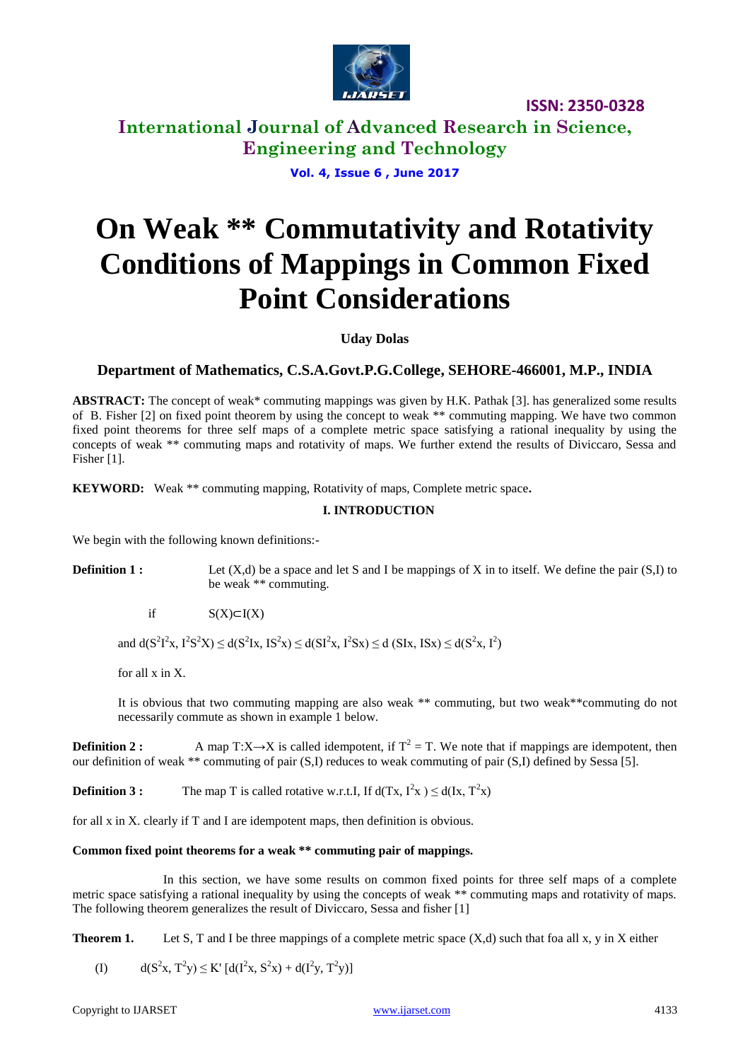# On Weak ** Commutativity and Rotativity Conditions of Mappings in Common Fixed Point Considerations

**Uday Dolas**

**Department of Mathematics, C.S.A.Govt.P.G.College, SEHORE-466001, M.P., INDIA**

**ABSTRACT:** The concept of weak* commuting mappings was given by H.K. Pathak [3]. has generalized some results of B. Fisher [2] on fixed point theorem by using the concept to weak ** commuting mapping. We have two common fixed point theorems for three self maps of a complete metric space satisfying a rational inequality by using the concepts of weak ** commuting maps and rotativity of maps. We further extend the results of Diviccaro, Sessa and Fisher [1].

**KEYWORD:** Weak ** commuting mapping, Rotativity of maps, Complete metric space**.**

## I. INTRODUCTION

We begin with the following known definitions:-

**Definition 1 :** Let (X,d) be a space and let S and I be mappings of X in to itself. We define the pair (S,I) to be weak ** commuting.

if $S(X) \subset I(X)$

and $d(S^2I^2x, I^2S^2X) \leq d(S^2Ix, IS^2x) \leq d(SI^2x, I^2Sx) \leq d(SIx, ISx) \leq d(S^2x, I^2)$

for all x in X.

It is obvious that two commuting mapping are also weak ** commuting, but two weak**commuting do not necessarily commute as shown in example 1 below.

**Definition 2 :** A map $T:X \rightarrow X$ is called idempotent, if $T^2 = T$. We note that if mappings are idempotent, then our definition of weak ** commuting of pair (S,I) reduces to weak commuting of pair (S,I) defined by Sessa [5].

**Definition 3 :** The map T is called rotative w.r.t.I, If $d(Tx, I^2x) \leq d(Ix, T^2x)$

for all x in X. clearly if T and I are idempotent maps, then definition is obvious.

**Common fixed point theorems for a weak ** commuting pair of mappings.**

In this section, we have some results on common fixed points for three self maps of a complete metric space satisfying a rational inequality by using the concepts of weak ** commuting maps and rotativity of maps. The following theorem generalizes the result of Diviccaro, Sessa and fisher [1]

**Theorem 1.** Let S, T and I be three mappings of a complete metric space (X,d) such that foa all x, y in X either

(I) $d(S^2x, T^2y) \leq K' [d(I^2x, S^2x) + d(I^2y, T^2y)]$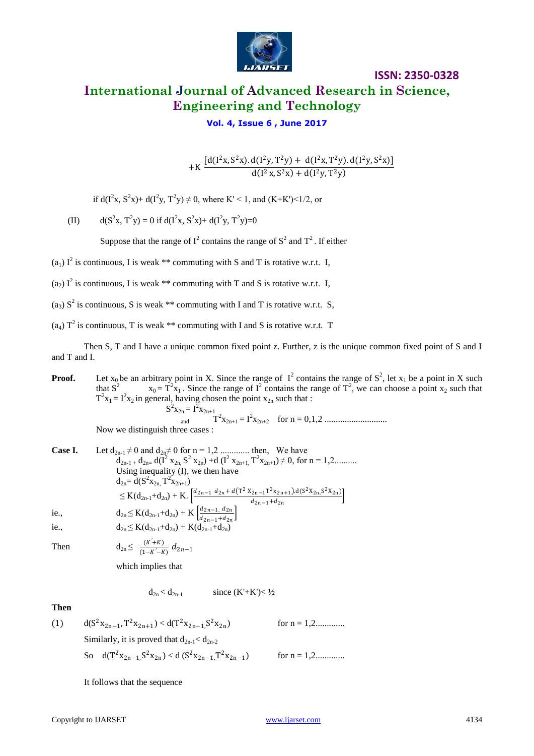$$+K\,\frac{[d(I^2x, S^2x).\,d(I^2y, T^2y) + d(I^2x, T^2y).\,d(I^2y, S^2x)]}{d(I^2x, S^2x) + d(I^2y, T^2y)}$$

if $d(I^2x, S^2x)+ d(I^2y, T^2y) \neq 0$, where $K' < 1$, and $(K+K')<1/2$, or

(II) $\quad d(S^2x, T^2y) = 0$ if $d(I^2x, S^2x)+ d(I^2y, T^2y)=0$

Suppose that the range of $I^2$ contains the range of $S^2$ and $T^2$. If either

($a_1$) $I^2$ is continuous, I is weak ** commuting with S and T is rotative w.r.t. I,

($a_2$) $I^2$ is continuous, I is weak ** commuting with T and S is rotative w.r.t. I,

($a_3$) $S^2$ is continuous, S is weak ** commuting with I and T is rotative w.r.t. S,

($a_4$) $T^2$ is continuous, T is weak ** commuting with I and S is rotative w.r.t. T

Then S, T and I have a unique common fixed point z. Further, z is the unique common fixed point of S and I and T and I.

**Proof.** Let $x_0$ be an arbitrary point in X. Since the range of $I^2$ contains the range of $S^2$, let $x_1$ be a point in X such that $S^2 x_0 = T^2x_1$. Since the range of $I^2$ contains the range of $T^2$, we can choose a point $x_2$ such that $T^2x_1 = I^2x_2$ in general, having chosen the point $x_{2n}$ such that :

$$S^2x_{2n} = I^2x_{2n+1}$$

$$\text{and} \quad T^2x_{2n+1} = I^2x_{2n+2} \quad \text{for } n = 0,1,2 \ldots\ldots\ldots\ldots\ldots\ldots\ldots$$

Now we distinguish three cases :

**Case I.** Let $d_{2n-1} \neq 0$ and $d_{2n} \neq 0$ for $n = 1,2$ ............ then, We have

$$d_{2n-1} + d_{2n} = d(I^2 x_{2n}, S^2 x_{2n}) + d(I^2 x_{2n+1}, T^2x_{2n+1}) \neq 0, \text{ for } n = 1,2\ldots\ldots\ldots$$

Using inequality (I), we then have

$$d_{2n} = d(S^2x_{2n}, T^2x_{2n+1})$$

$$\leq K(d_{2n-1}+d_{2n}) + K.\left[\frac{d_{2n-1}\ d_{2n} + d(T^2 x_{2n-1}, T^2x_{2n+1}).d(S^2x_{2n}, S^2x_{2n})}{d_{2n-1}+d_{2n}}\right]$$

ie., $\quad d_{2n} \leq K(d_{2n-1}+d_{2n}) + K\left[\frac{d_{2n-1}.\ d_{2n}}{d_{2n-1}+d_{2n}}\right]$

ie., $\quad d_{2n} \leq K(d_{2n-1}+d_{2n}) + K(d_{2n-1}+d_{2n})$

Then $\quad d_{2n} \leq \frac{(K'+K)}{(1-K'-K)}\, d_{2n-1}$

which implies that

$$d_{2n} < d_{2n-1} \qquad \text{since } (K'+K) < ½$$

**Then**

(1) $\quad d(S^2x_{2n-1}, T^2x_{2n+1}) < d(T^2x_{2n-1}, S^2x_{2n}) \qquad$ for $n = 1,2$............

Similarly, it is proved that $d_{2n-1} < d_{2n-2}$

So $\quad d(T^2x_{2n-1}, S^2x_{2n}) < d(S^2x_{2n-1}, T^2x_{2n-1}) \qquad$ for $n = 1,2$............

It follows that the sequence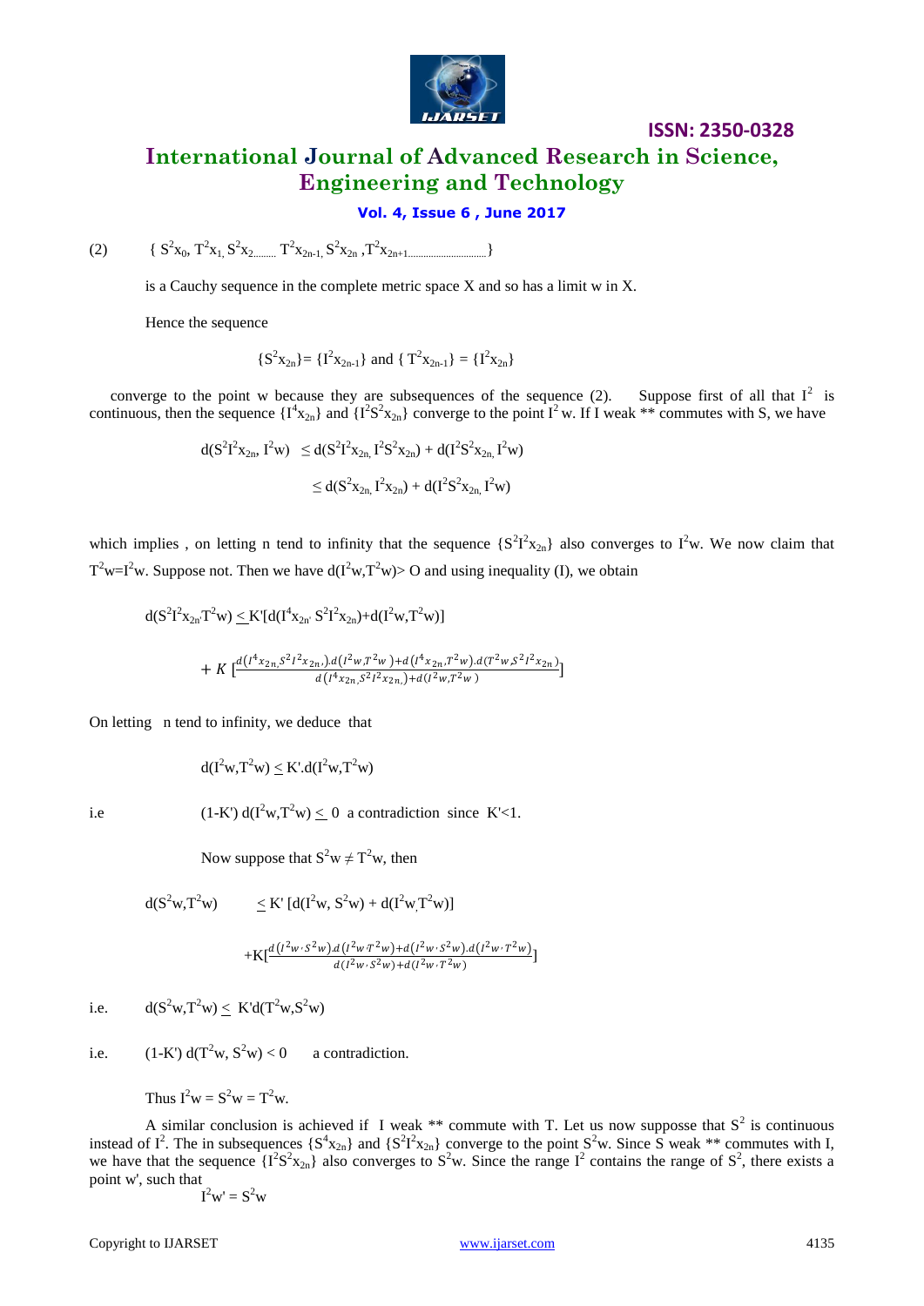(2) $\{ S^2x_0, T^2x_1, S^2x_2 \ldots\ldots T^2x_{2n-1}, S^2x_{2n}, T^2x_{2n+1} \ldots\ldots \}$

is a Cauchy sequence in the complete metric space X and so has a limit w in X.

Hence the sequence

$$\{S^2x_{2n}\} = \{I^2x_{2n-1}\} \text{ and } \{T^2x_{2n-1}\} = \{I^2x_{2n}\}$$

converge to the point w because they are subsequences of the sequence (2). Suppose first of all that $I^2$ is continuous, then the sequence $\{I^4x_{2n}\}$ and $\{I^2S^2x_{2n}\}$ converge to the point $I^2 w$. If I weak ** commutes with S, we have

$$d(S^2I^2x_{2n}, I^2w) \leq d(S^2I^2x_{2n}, I^2S^2x_{2n}) + d(I^2S^2x_{2n}, I^2w)$$

$$\leq d(S^2x_{2n}, I^2x_{2n}) + d(I^2S^2x_{2n}, I^2w)$$

which implies , on letting n tend to infinity that the sequence $\{S^2I^2x_{2n}\}$ also converges to $I^2w$. We now claim that $T^2w=I^2w$. Suppose not. Then we have $d(I^2w,T^2w) > 0$ and using inequality (I), we obtain

$$d(S^2I^2x_{2n},T^2w) \leq K'[d(I^4x_{2n}, S^2I^2x_{2n}) + d(I^2w,T^2w)]$$

$$+ K\left[\frac{d(I^4x_{2n},S^2I^2x_{2n}).d(I^2w,T^2w) + d(I^4x_{2n},T^2w).d(T^2w,S^2I^2x_{2n})}{d(I^4x_{2n},S^2I^2x_{2n}) + d(I^2w,T^2w)}\right]$$

On letting n tend to infinity, we deduce that

$$d(I^2w,T^2w) \leq K'.d(I^2w,T^2w)$$

i.e $\quad (1-K')\, d(I^2w,T^2w) \leq 0$ a contradiction since $K'<1$.

Now suppose that $S^2w \neq T^2w$, then

$$d(S^2w,T^2w) \leq K'\, [d(I^2w, S^2w) + d(I^2w,T^2w)]$$

$$+K\left[\frac{d(I^2w,S^2w).d(I^2w,T^2w) + d(I^2w,S^2w).d(I^2w,T^2w)}{d(I^2w,S^2w) + d(I^2w,T^2w)}\right]$$

i.e. $\quad d(S^2w,T^2w) \leq K'd(T^2w,S^2w)$

i.e. $\quad (1-K')\, d(T^2w, S^2w) < 0$ a contradiction.

Thus $I^2w = S^2w = T^2w$.

A similar conclusion is achieved if I weak ** commute with T. Let us now suppose that $S^2$ is continuous instead of $I^2$. The in subsequences $\{S^4x_{2n}\}$ and $\{S^2I^2x_{2n}\}$ converge to the point $S^2w$. Since S weak ** commutes with I, we have that the sequence $\{I^2S^2x_{2n}\}$ also converges to $S^2w$. Since the range $I^2$ contains the range of $S^2$, there exists a point w', such that

$$I^2w' = S^2w$$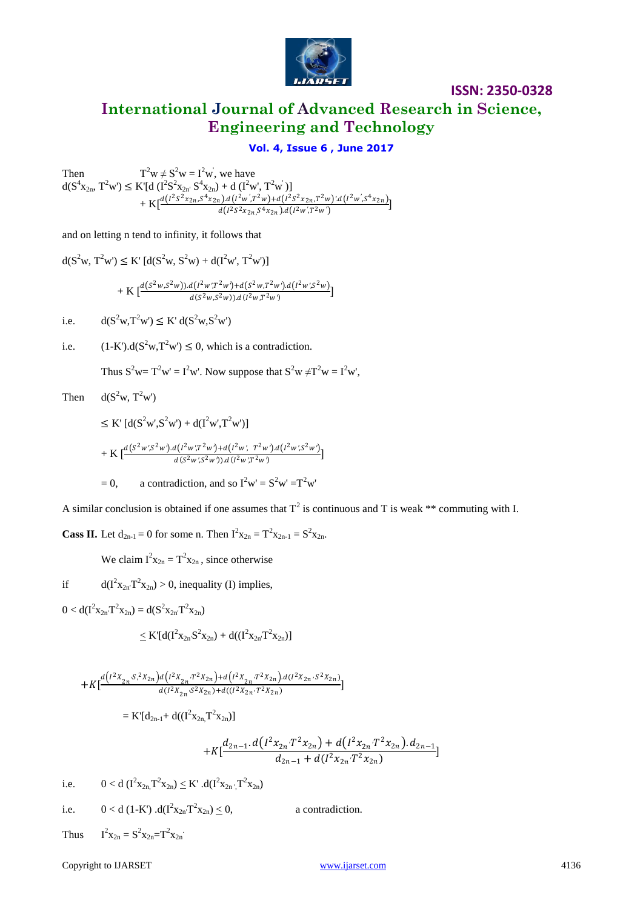Then $T^2w \neq S^2w = I^2w'$, we have

$$d(S^4x_{2n}, T^2w') \leq K'[d(I^2S^2x_{2n}, S^4x_{2n}) + d(I^2w', T^2w')] + K[\frac{d(I^2S^2x_{2n}, S^4x_{2n}).d(I^2w', T^2w) + d(I^2S^2x_{2n}, T^2w)'.d(I^2w', S^4x_{2n})}{d(I^2S^2x_{2n}, S^4x_{2n}).d(I^2w', T^2w')}]$$

and on letting n tend to infinity, it follows that

$$d(S^2w, T^2w') \leq K'[d(S^2w, S^2w) + d(I^2w', T^2w')]$$

$$+ K[\frac{d(S^2w, S^2w)).d(I^2w', T^2w') + d(S^2w, T^2w').d(I^2w', S^2w)}{d(S^2w, S^2w)).d(I^2w, T^2w')}]$$

i.e. $d(S^2w, T^2w') \leq K' d(S^2w, S^2w')$

i.e. $(1-K').d(S^2w, T^2w') \leq 0$, which is a contradiction.

Thus $S^2w = T^2w' = I^2w'$. Now suppose that $S^2w \neq T^2w = I^2w'$,

Then $d(S^2w, T^2w')$

$$\leq K'[d(S^2w', S^2w') + d(I^2w', T^2w')]$$

$$+ K[\frac{d(S^2w', S^2w').d(I^2w', T^2w') + d(I^2w', T^2w').d(I^2w', S^2w')}{d(S^2w', S^2w')).d(I^2w', T^2w')}]$$

$= 0$, a contradiction, and so $I^2w' = S^2w' = T^2w'$

A similar conclusion is obtained if one assumes that $T^2$ is continuous and T is weak ** commuting with I.

**Cass II.** Let $d_{2n-1} = 0$ for some n. Then $I^2x_{2n} = T^2x_{2n-1} = S^2x_{2n}$.

We claim $I^2x_{2n} = T^2x_{2n}$, since otherwise

if $d(I^2x_{2n}, T^2x_{2n}) > 0$, inequality (I) implies,

$$0 < d(I^2x_{2n}, T^2x_{2n}) = d(S^2x_{2n}, T^2x_{2n})$$

$$\leq K'[d(I^2x_{2n}, S^2x_{2n}) + d((I^2x_{2n}, T^2x_{2n})]$$

$$+K[\frac{d(I^2X_{2n}, S^2X_{2n})d(I^2X_{2n}, T^2X_{2n}) + d(I^2X_{2n}, T^2X_{2n}).d(I^2X_{2n}, S^2X_{2n})}{d(I^2X_{2n}, S^2X_{2n}) + d((I^2X_{2n}, T^2X_{2n})}]$$

$$= K'[d_{2n-1} + d((I^2x_{2n}, T^2x_{2n})]$$

$$+K[\frac{d_{2n-1}.d(I^2x_{2n}, T^2x_{2n}) + d(I^2x_{2n}, T^2x_{2n}).d_{2n-1}}{d_{2n-1} + d(I^2x_{2n}, T^2x_{2n})}]$$

i.e. $0 < d(I^2x_{2n}, T^2x_{2n}) \leq K'.d(I^2x_{2n}, T^2x_{2n})$

i.e. $0 < d(1-K').d(I^2x_{2n}, T^2x_{2n}) \leq 0$, a contradiction.

Thus $I^2x_{2n} = S^2x_{2n} = T^2x_{2n}$.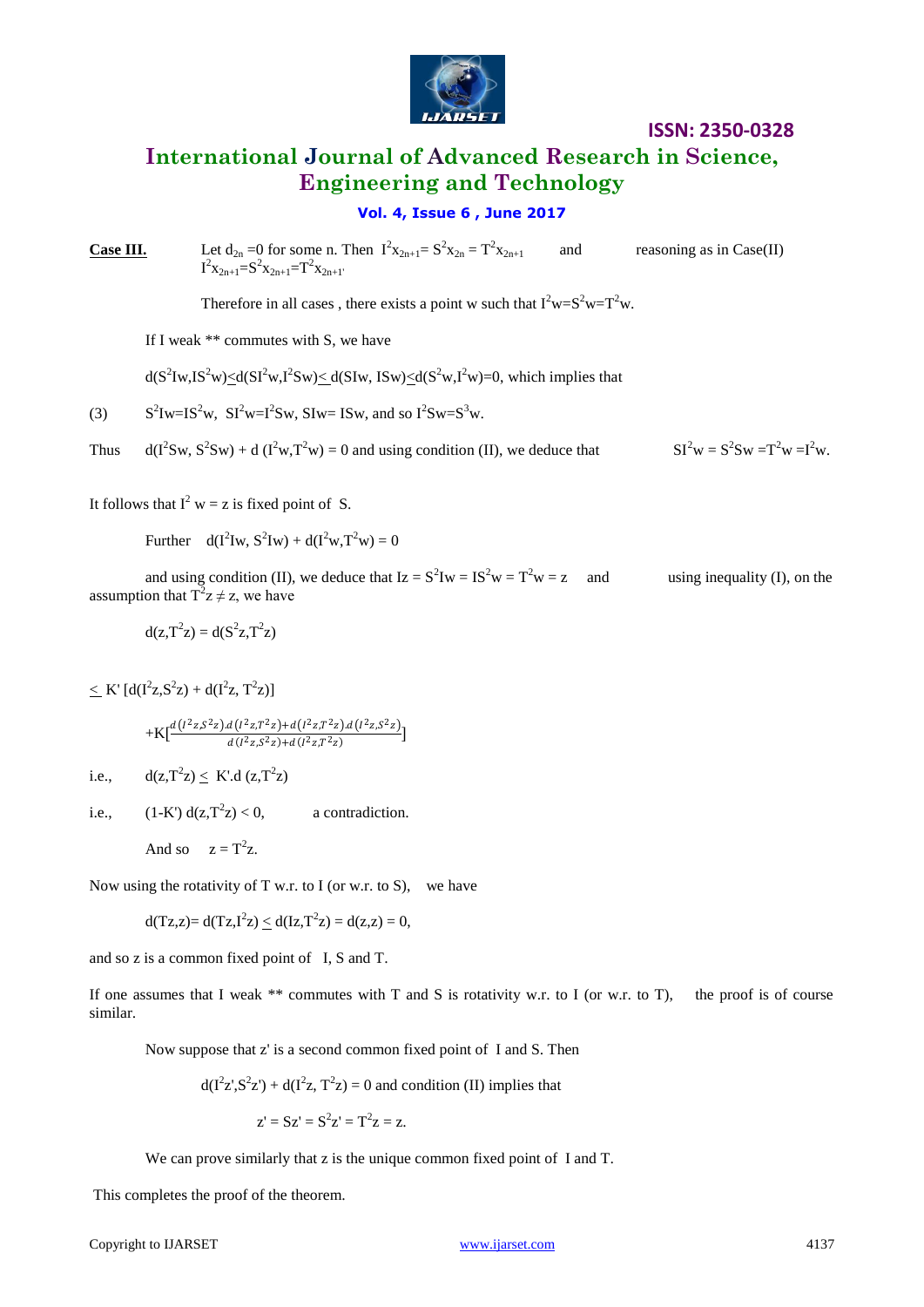**Case III.** Let $d_{2n} = 0$ for some n. Then $I^2x_{2n+1} = S^2x_{2n} = T^2x_{2n+1}$ and reasoning as in Case(II) $I^2x_{2n+1} = S^2x_{2n+1} = T^2x_{2n+1}$.

Therefore in all cases , there exists a point w such that $I^2w = S^2w = T^2w$.

If I weak ** commutes with S, we have

$d(S^2Iw, IS^2w) \le d(SI^2w, I^2Sw) \le d(SIw, ISw) \le d(S^2w, I^2w) = 0$, which implies that

(3) $S^2Iw = IS^2w$, $SI^2w = I^2Sw$, $SIw = ISw$, and so $I^2Sw = S^3w$.

Thus $d(I^2Sw, S^2Sw) + d(I^2w, T^2w) = 0$ and using condition (II), we deduce that $SI^2w = S^2Sw = T^2w = I^2w$.

It follows that $I^2 w = z$ is fixed point of S.

Further $d(I^2Iw, S^2Iw) + d(I^2w, T^2w) = 0$

and using condition (II), we deduce that $Iz = S^2Iw = IS^2w = T^2w = z$ and using inequality (I), on the assumption that $T^2z \neq z$, we have

$$d(z,T^2z) = d(S^2z,T^2z)$$

$$\le K' [d(I^2z,S^2z) + d(I^2z, T^2z)]$$

$$+K\left[\frac{d(I^2z,S^2z).d(I^2z,T^2z) + d(I^2z,T^2z).d(I^2z,S^2z)}{d(I^2z,S^2z) + d(I^2z,T^2z)}\right]$$

i.e., $d(z,T^2z) \le K'.d(z,T^2z)$

i.e., $(1-K')\, d(z,T^2z) < 0$, a contradiction.

And so $z = T^2z$.

Now using the rotativity of T w.r. to I (or w.r. to S), we have

$$d(Tz,z) = d(Tz,I^2z) \le d(Iz,T^2z) = d(z,z) = 0,$$

and so z is a common fixed point of I, S and T.

If one assumes that I weak ** commutes with T and S is rotativity w.r. to I (or w.r. to T), the proof is of course similar.

Now suppose that z' is a second common fixed point of I and S. Then

$d(I^2z',S^2z') + d(I^2z, T^2z) = 0$ and condition (II) implies that

$$z' = Sz' = S^2z' = T^2z = z.$$

We can prove similarly that z is the unique common fixed point of I and T.

This completes the proof of the theorem.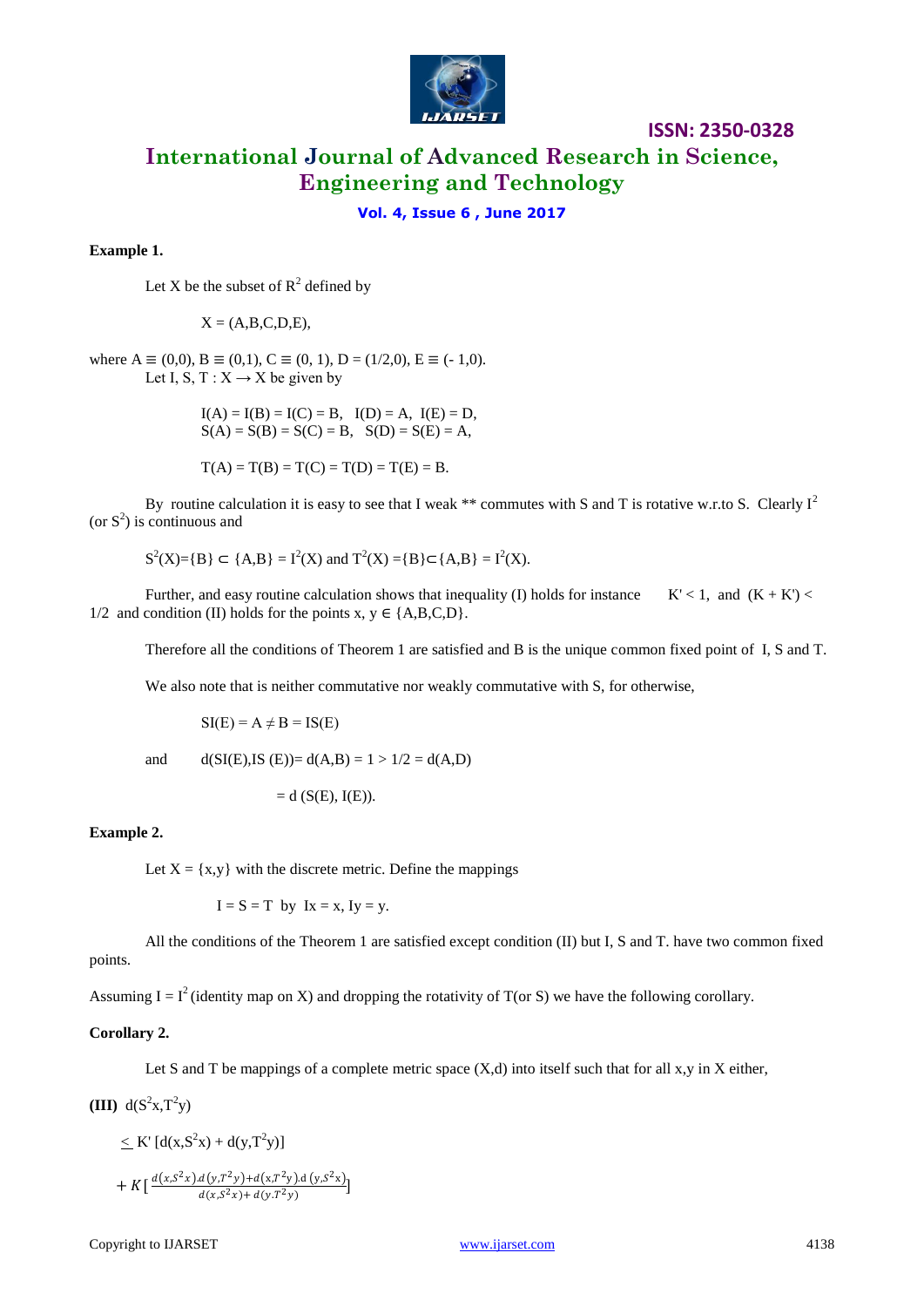**Example 1.**

Let X be the subset of $R^2$ defined by

$$X = (A,B,C,D,E),$$

where $A \equiv (0,0)$, $B \equiv (0,1)$, $C \equiv (0, 1)$, $D = (1/2,0)$, $E \equiv (-1,0)$.

Let I, S, T : $X \rightarrow X$ be given by

$$I(A) = I(B) = I(C) = B, \quad I(D) = A, \quad I(E) = D,$$
$$S(A) = S(B) = S(C) = B, \quad S(D) = S(E) = A,$$

$$T(A) = T(B) = T(C) = T(D) = T(E) = B.$$

By routine calculation it is easy to see that I weak ** commutes with S and T is rotative w.r.to S. Clearly $I^2$ (or $S^2$) is continuous and

$$S^2(X)=\{B\} \subset \{A,B\} = I^2(X) \text{ and } T^2(X) =\{B\}\subset\{A,B\} = I^2(X).$$

Further, and easy routine calculation shows that inequality (I) holds for instance $K' < 1$, and $(K + K') < 1/2$ and condition (II) holds for the points $x, y \in \{A,B,C,D\}$.

Therefore all the conditions of Theorem 1 are satisfied and B is the unique common fixed point of I, S and T.

We also note that is neither commutative nor weakly commutative with S, for otherwise,

$$SI(E) = A \neq B = IS(E)$$

and $\quad d(SI(E),IS(E))= d(A,B) = 1 > 1/2 = d(A,D)$

$$= d(S(E), I(E)).$$

**Example 2.**

Let $X = \{x,y\}$ with the discrete metric. Define the mappings

$$I = S = T \text{ by } Ix = x, Iy = y.$$

All the conditions of the Theorem 1 are satisfied except condition (II) but I, S and T. have two common fixed points.

Assuming $I = I^2$ (identity map on X) and dropping the rotativity of T(or S) we have the following corollary.

**Corollary 2.**

Let S and T be mappings of a complete metric space (X,d) into itself such that for all x,y in X either,

**(III)** $d(S^2x,T^2y)$

$$\leq K' [d(x,S^2x) + d(y,T^2y)]$$

$$+ K\left[\frac{d(x,S^2x).d(y,T^2y)+d(x,T^2y).d(y,S^2x)}{d(x,S^2x)+d(y.T^2y)}\right]$$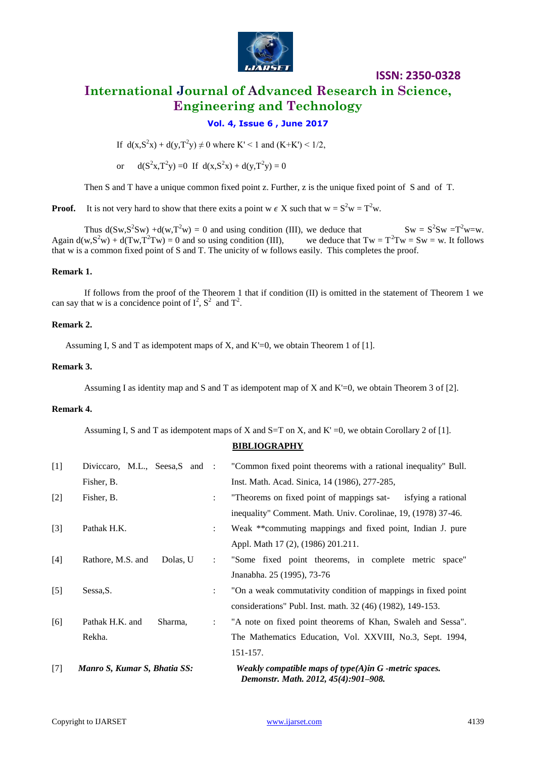If $d(x,S^2x) + d(y,T^2y) \neq 0$ where $K' < 1$ and $(K+K') < 1/2$,

or $d(S^2x,T^2y) = 0$ If $d(x,S^2x) + d(y,T^2y) = 0$

Then S and T have a unique common fixed point z. Further, z is the unique fixed point of S and of T.

**Proof.** It is not very hard to show that there exits a point $w \in X$ such that $w = S^2w = T^2w$.

Thus $d(Sw,S^2Sw) + d(w,T^2w) = 0$ and using condition (III), we deduce that $Sw = S^2Sw = T^2w = w$. Again $d(w,S^2w) + d(Tw,T^2Tw) = 0$ and so using condition (III), we deduce that $Tw = T^2Tw = Sw = w$. It follows that w is a common fixed point of S and T. The unicity of w follows easily. This completes the proof.

**Remark 1.**

If follows from the proof of the Theorem 1 that if condition (II) is omitted in the statement of Theorem 1 we can say that w is a concidence point of $I^2$, $S^2$ and $T^2$.

**Remark 2.**

Assuming I, S and T as idempotent maps of X, and K'=0, we obtain Theorem 1 of [1].

**Remark 3.**

Assuming I as identity map and S and T as idempotent map of X and K'=0, we obtain Theorem 3 of [2].

**Remark 4.**

Assuming I, S and T as idempotent maps of X and S=T on X, and K' =0, we obtain Corollary 2 of [1].

**BIBLIOGRAPHY**

[1] Diviccaro, M.L., Seesa,S and Fisher, B. : "Common fixed point theorems with a rational inequality" Bull. Inst. Math. Acad. Sinica, 14 (1986), 277-285,

[2] Fisher, B. : "Theorems on fixed point of mappings sat- isfying a rational inequality" Comment. Math. Univ. Corolinae, 19, (1978) 37-46.

[3] Pathak H.K. : Weak **commuting mappings and fixed point, Indian J. pure Appl. Math 17 (2), (1986) 201.211.

[4] Rathore, M.S. and Dolas, U : "Some fixed point theorems, in complete metric space" Jnanabha. 25 (1995), 73-76

[5] Sessa,S. : "On a weak commutativity condition of mappings in fixed point considerations" Publ. Inst. math. 32 (46) (1982), 149-153.

[6] Pathak H.K. and Sharma, Rekha. : "A note on fixed point theorems of Khan, Swaleh and Sessa". The Mathematics Education, Vol. XXVIII, No.3, Sept. 1994, 151-157.

[7] ***Manro S, Kumar S, Bhatia SS:*** ***Weakly compatible maps of type(A)in G -metric spaces. Demonstr. Math. 2012, 45(4):901–908.***